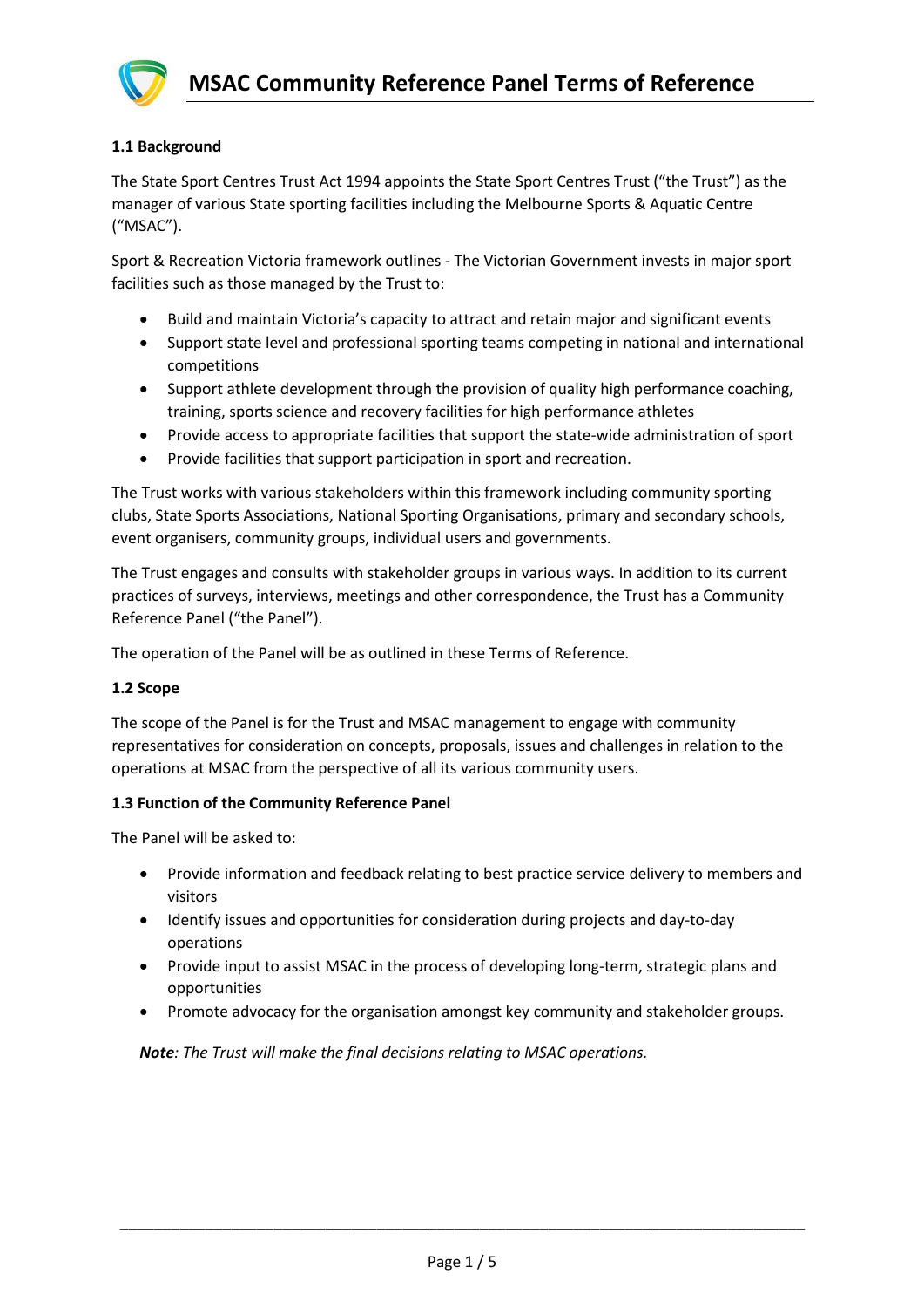# MSAC Community Reference Panel Terms of Reference

### 1.1 Background

The State Sport Centres Trust Act 1994 appoints the State Sport Centres Trust ("the Trust") as the manager of various State sporting facilities including the Melbourne Sports & Aquatic Centre ("MSAC").

Sport & Recreation Victoria framework outlines - The Victorian Government invests in major sport facilities such as those managed by the Trust to:

- Build and maintain Victoria's capacity to attract and retain major and significant events
- Support state level and professional sporting teams competing in national and international competitions
- Support athlete development through the provision of quality high performance coaching, training, sports science and recovery facilities for high performance athletes
- Provide access to appropriate facilities that support the state-wide administration of sport
- Provide facilities that support participation in sport and recreation.

The Trust works with various stakeholders within this framework including community sporting clubs, State Sports Associations, National Sporting Organisations, primary and secondary schools, event organisers, community groups, individual users and governments.

The Trust engages and consults with stakeholder groups in various ways. In addition to its current practices of surveys, interviews, meetings and other correspondence, the Trust has a Community Reference Panel ("the Panel").

The operation of the Panel will be as outlined in these Terms of Reference.

### 1.2 Scope

The scope of the Panel is for the Trust and MSAC management to engage with community representatives for consideration on concepts, proposals, issues and challenges in relation to the operations at MSAC from the perspective of all its various community users.

### 1.3 Function of the Community Reference Panel

The Panel will be asked to:

- Provide information and feedback relating to best practice service delivery to members and visitors
- Identify issues and opportunities for consideration during projects and day-to-day operations
- Provide input to assist MSAC in the process of developing long-term, strategic plans and opportunities
- Promote advocacy for the organisation amongst key community and stakeholder groups.

***Note**: The Trust will make the final decisions relating to MSAC operations.*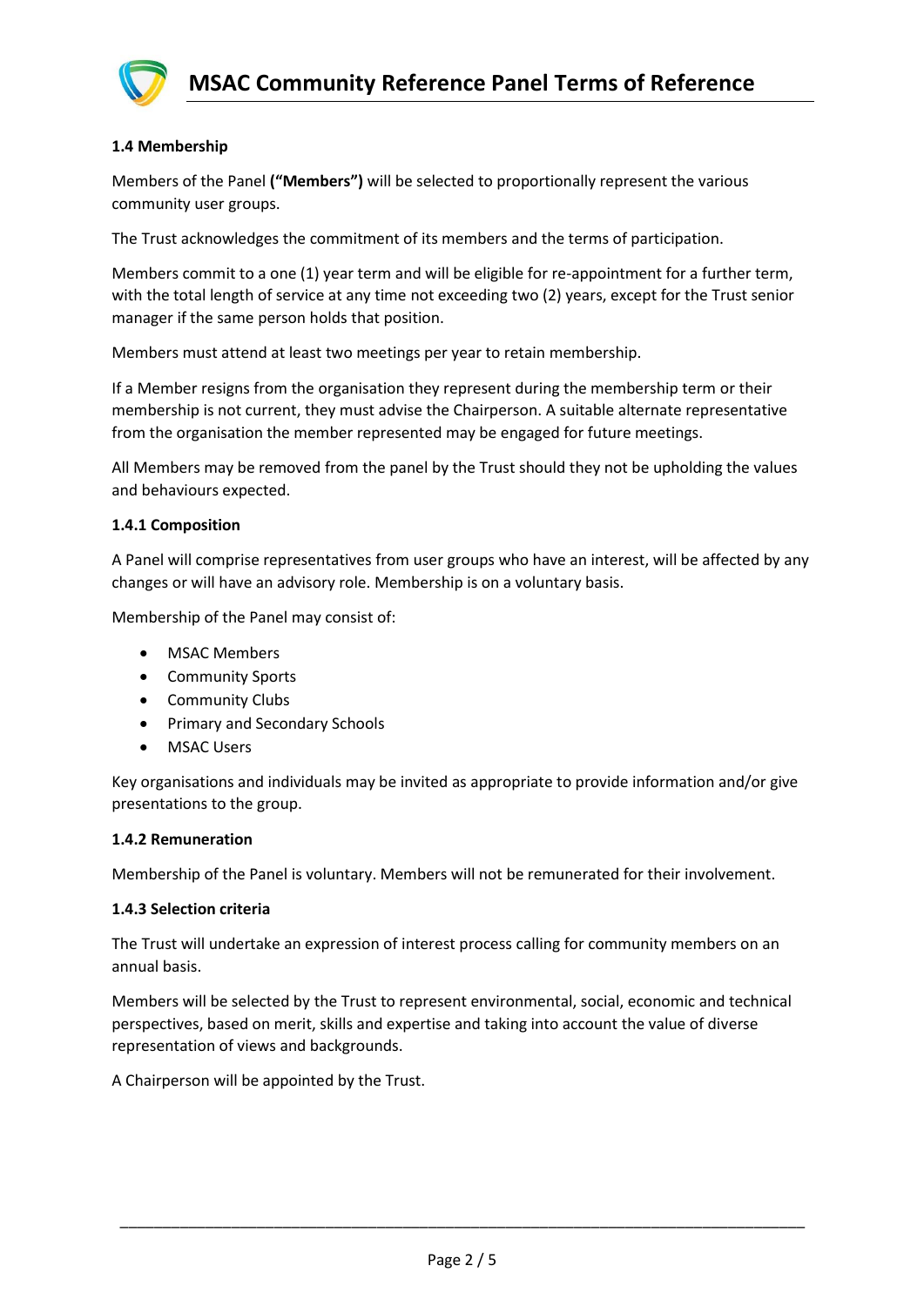### 1.4 Membership

Members of the Panel **("Members")** will be selected to proportionally represent the various community user groups.

The Trust acknowledges the commitment of its members and the terms of participation.

Members commit to a one (1) year term and will be eligible for re-appointment for a further term, with the total length of service at any time not exceeding two (2) years, except for the Trust senior manager if the same person holds that position.

Members must attend at least two meetings per year to retain membership.

If a Member resigns from the organisation they represent during the membership term or their membership is not current, they must advise the Chairperson. A suitable alternate representative from the organisation the member represented may be engaged for future meetings.

All Members may be removed from the panel by the Trust should they not be upholding the values and behaviours expected.

#### 1.4.1 Composition

A Panel will comprise representatives from user groups who have an interest, will be affected by any changes or will have an advisory role. Membership is on a voluntary basis.

Membership of the Panel may consist of:

- MSAC Members
- Community Sports
- Community Clubs
- Primary and Secondary Schools
- MSAC Users

Key organisations and individuals may be invited as appropriate to provide information and/or give presentations to the group.

#### 1.4.2 Remuneration

Membership of the Panel is voluntary. Members will not be remunerated for their involvement.

#### 1.4.3 Selection criteria

The Trust will undertake an expression of interest process calling for community members on an annual basis.

Members will be selected by the Trust to represent environmental, social, economic and technical perspectives, based on merit, skills and expertise and taking into account the value of diverse representation of views and backgrounds.

A Chairperson will be appointed by the Trust.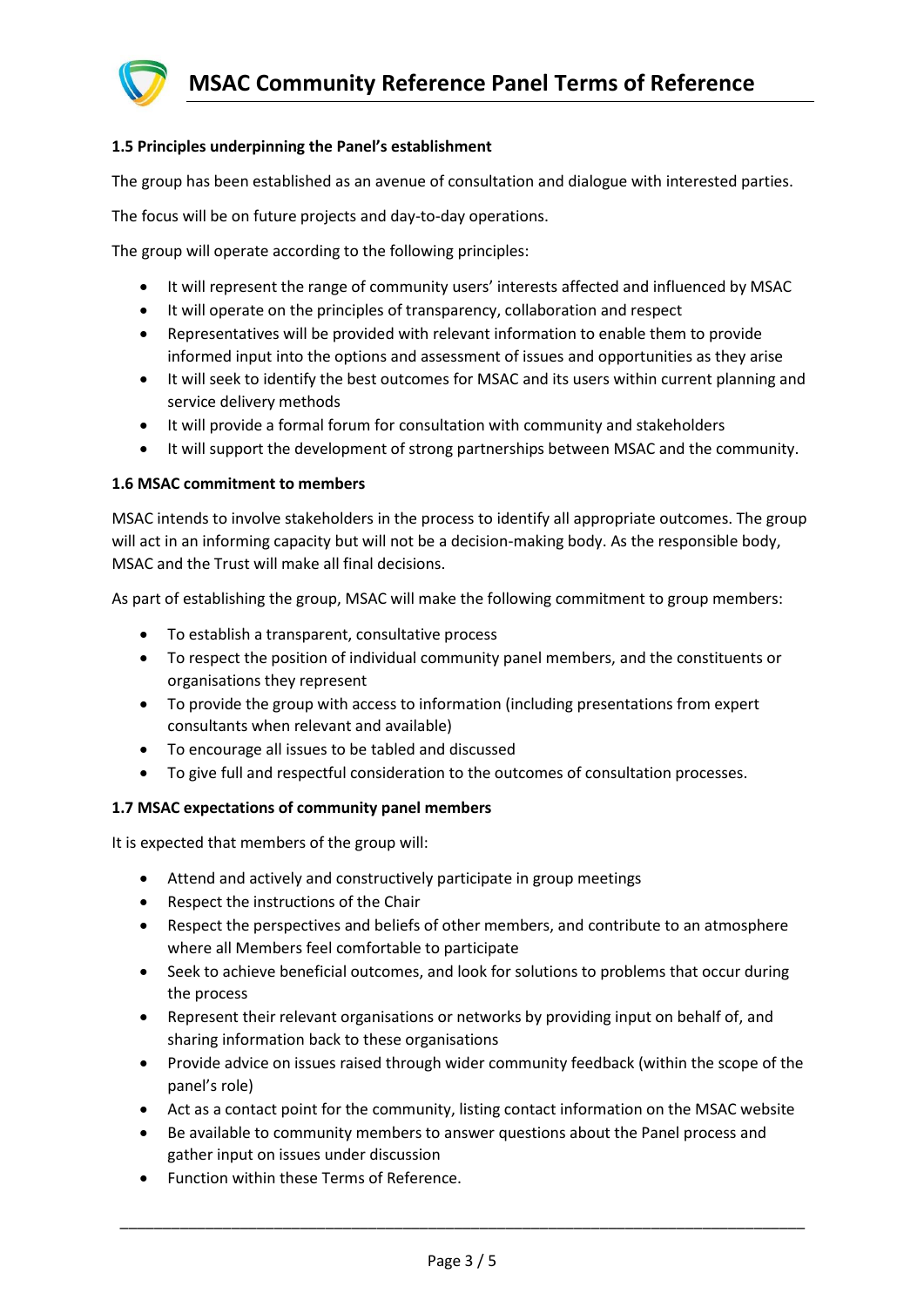#### 1.5 Principles underpinning the Panel's establishment

The group has been established as an avenue of consultation and dialogue with interested parties.

The focus will be on future projects and day-to-day operations.

The group will operate according to the following principles:

- It will represent the range of community users' interests affected and influenced by MSAC
- It will operate on the principles of transparency, collaboration and respect
- Representatives will be provided with relevant information to enable them to provide informed input into the options and assessment of issues and opportunities as they arise
- It will seek to identify the best outcomes for MSAC and its users within current planning and service delivery methods
- It will provide a formal forum for consultation with community and stakeholders
- It will support the development of strong partnerships between MSAC and the community.

#### 1.6 MSAC commitment to members

MSAC intends to involve stakeholders in the process to identify all appropriate outcomes. The group will act in an informing capacity but will not be a decision-making body. As the responsible body, MSAC and the Trust will make all final decisions.

As part of establishing the group, MSAC will make the following commitment to group members:

- To establish a transparent, consultative process
- To respect the position of individual community panel members, and the constituents or organisations they represent
- To provide the group with access to information (including presentations from expert consultants when relevant and available)
- To encourage all issues to be tabled and discussed
- To give full and respectful consideration to the outcomes of consultation processes.

#### 1.7 MSAC expectations of community panel members

It is expected that members of the group will:

- Attend and actively and constructively participate in group meetings
- Respect the instructions of the Chair
- Respect the perspectives and beliefs of other members, and contribute to an atmosphere where all Members feel comfortable to participate
- Seek to achieve beneficial outcomes, and look for solutions to problems that occur during the process
- Represent their relevant organisations or networks by providing input on behalf of, and sharing information back to these organisations
- Provide advice on issues raised through wider community feedback (within the scope of the panel's role)
- Act as a contact point for the community, listing contact information on the MSAC website
- Be available to community members to answer questions about the Panel process and gather input on issues under discussion
- Function within these Terms of Reference.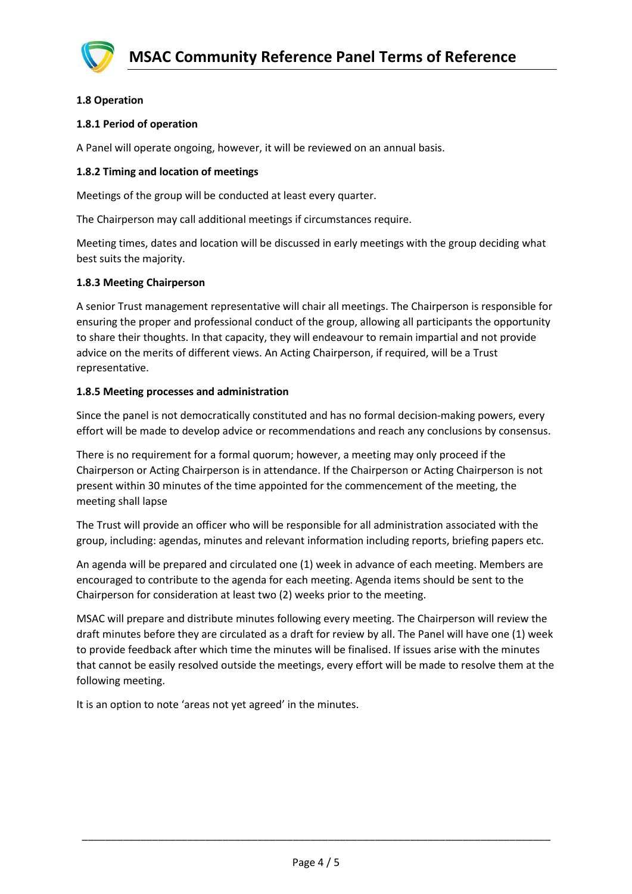### 1.8 Operation

#### 1.8.1 Period of operation

A Panel will operate ongoing, however, it will be reviewed on an annual basis.

#### 1.8.2 Timing and location of meetings

Meetings of the group will be conducted at least every quarter.

The Chairperson may call additional meetings if circumstances require.

Meeting times, dates and location will be discussed in early meetings with the group deciding what best suits the majority.

#### 1.8.3 Meeting Chairperson

A senior Trust management representative will chair all meetings. The Chairperson is responsible for ensuring the proper and professional conduct of the group, allowing all participants the opportunity to share their thoughts. In that capacity, they will endeavour to remain impartial and not provide advice on the merits of different views. An Acting Chairperson, if required, will be a Trust representative.

#### 1.8.5 Meeting processes and administration

Since the panel is not democratically constituted and has no formal decision-making powers, every effort will be made to develop advice or recommendations and reach any conclusions by consensus.

There is no requirement for a formal quorum; however, a meeting may only proceed if the Chairperson or Acting Chairperson is in attendance. If the Chairperson or Acting Chairperson is not present within 30 minutes of the time appointed for the commencement of the meeting, the meeting shall lapse

The Trust will provide an officer who will be responsible for all administration associated with the group, including: agendas, minutes and relevant information including reports, briefing papers etc.

An agenda will be prepared and circulated one (1) week in advance of each meeting. Members are encouraged to contribute to the agenda for each meeting. Agenda items should be sent to the Chairperson for consideration at least two (2) weeks prior to the meeting.

MSAC will prepare and distribute minutes following every meeting. The Chairperson will review the draft minutes before they are circulated as a draft for review by all. The Panel will have one (1) week to provide feedback after which time the minutes will be finalised. If issues arise with the minutes that cannot be easily resolved outside the meetings, every effort will be made to resolve them at the following meeting.

It is an option to note 'areas not yet agreed' in the minutes.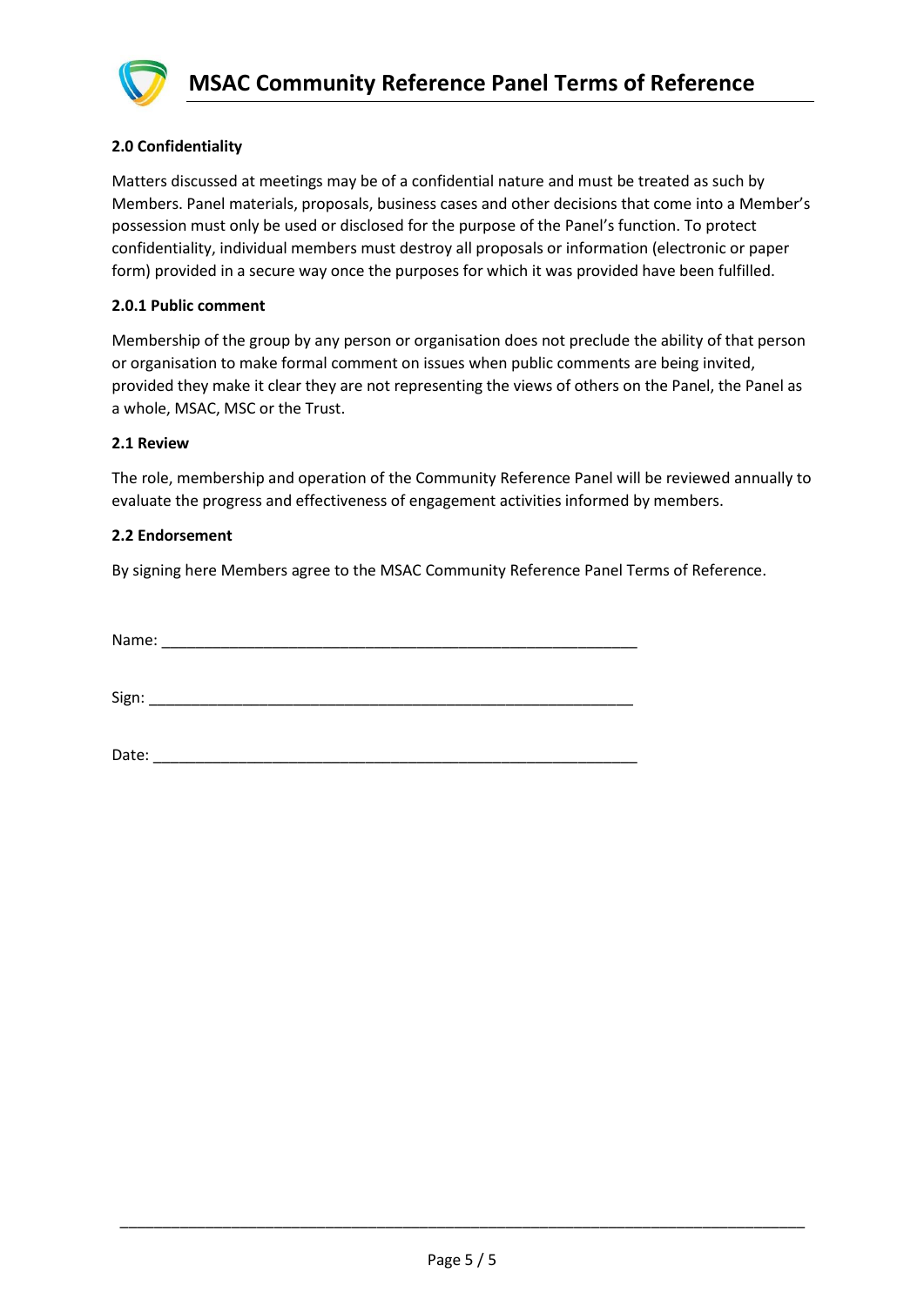### 2.0 Confidentiality

Matters discussed at meetings may be of a confidential nature and must be treated as such by Members. Panel materials, proposals, business cases and other decisions that come into a Member's possession must only be used or disclosed for the purpose of the Panel's function. To protect confidentiality, individual members must destroy all proposals or information (electronic or paper form) provided in a secure way once the purposes for which it was provided have been fulfilled.

#### 2.0.1 Public comment

Membership of the group by any person or organisation does not preclude the ability of that person or organisation to make formal comment on issues when public comments are being invited, provided they make it clear they are not representing the views of others on the Panel, the Panel as a whole, MSAC, MSC or the Trust.

### 2.1 Review

The role, membership and operation of the Community Reference Panel will be reviewed annually to evaluate the progress and effectiveness of engagement activities informed by members.

### 2.2 Endorsement

By signing here Members agree to the MSAC Community Reference Panel Terms of Reference.

Name: ___________________________________________________________

Sign: ___________________________________________________________

Date: ___________________________________________________________